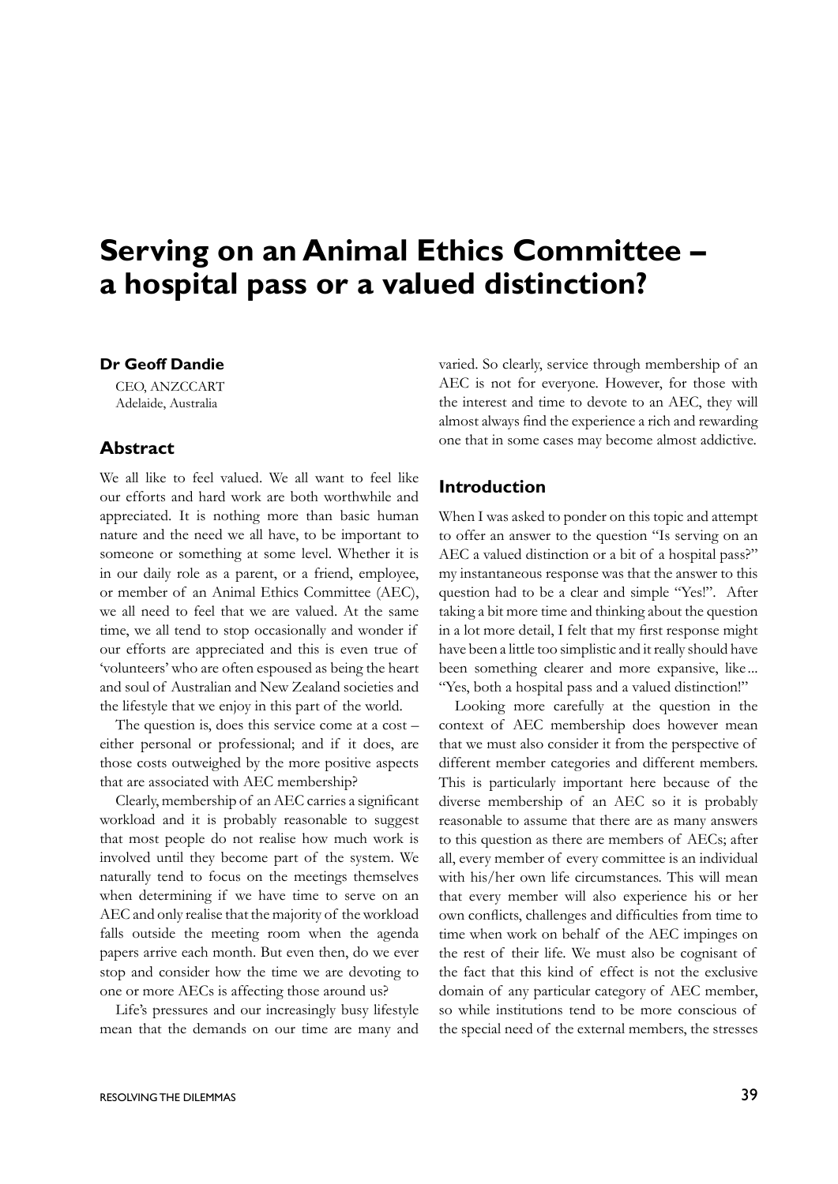# Serving on an Animal Ethics Committee – a hospital pass or a valued distinction?

**Dr Geoff Dandie**

CEO, ANZCCART
Adelaide, Australia

## Abstract

We all like to feel valued. We all want to feel like our efforts and hard work are both worthwhile and appreciated. It is nothing more than basic human nature and the need we all have, to be important to someone or something at some level. Whether it is in our daily role as a parent, or a friend, employee, or member of an Animal Ethics Committee (AEC), we all need to feel that we are valued. At the same time, we all tend to stop occasionally and wonder if our efforts are appreciated and this is even true of 'volunteers' who are often espoused as being the heart and soul of Australian and New Zealand societies and the lifestyle that we enjoy in this part of the world.

The question is, does this service come at a cost – either personal or professional; and if it does, are those costs outweighed by the more positive aspects that are associated with AEC membership?

Clearly, membership of an AEC carries a significant workload and it is probably reasonable to suggest that most people do not realise how much work is involved until they become part of the system. We naturally tend to focus on the meetings themselves when determining if we have time to serve on an AEC and only realise that the majority of the workload falls outside the meeting room when the agenda papers arrive each month. But even then, do we ever stop and consider how the time we are devoting to one or more AECs is affecting those around us?

Life's pressures and our increasingly busy lifestyle mean that the demands on our time are many and varied. So clearly, service through membership of an AEC is not for everyone. However, for those with the interest and time to devote to an AEC, they will almost always find the experience a rich and rewarding one that in some cases may become almost addictive.

## Introduction

When I was asked to ponder on this topic and attempt to offer an answer to the question "Is serving on an AEC a valued distinction or a bit of a hospital pass?" my instantaneous response was that the answer to this question had to be a clear and simple "Yes!". After taking a bit more time and thinking about the question in a lot more detail, I felt that my first response might have been a little too simplistic and it really should have been something clearer and more expansive, like... "Yes, both a hospital pass and a valued distinction!"

Looking more carefully at the question in the context of AEC membership does however mean that we must also consider it from the perspective of different member categories and different members. This is particularly important here because of the diverse membership of an AEC so it is probably reasonable to assume that there are as many answers to this question as there are members of AECs; after all, every member of every committee is an individual with his/her own life circumstances. This will mean that every member will also experience his or her own conflicts, challenges and difficulties from time to time when work on behalf of the AEC impinges on the rest of their life. We must also be cognisant of the fact that this kind of effect is not the exclusive domain of any particular category of AEC member, so while institutions tend to be more conscious of the special need of the external members, the stresses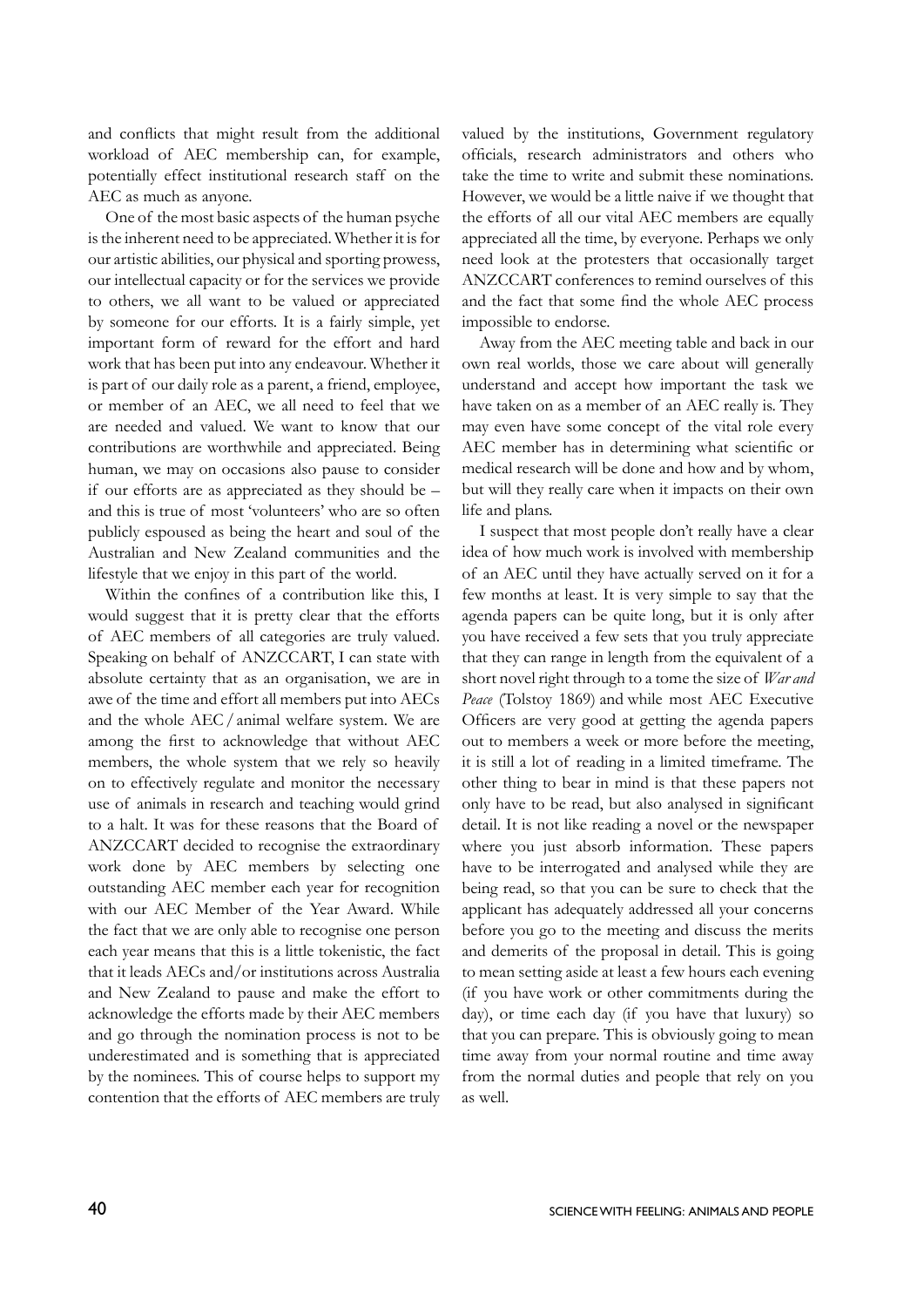and conflicts that might result from the additional workload of AEC membership can, for example, potentially effect institutional research staff on the AEC as much as anyone.

One of the most basic aspects of the human psyche is the inherent need to be appreciated. Whether it is for our artistic abilities, our physical and sporting prowess, our intellectual capacity or for the services we provide to others, we all want to be valued or appreciated by someone for our efforts. It is a fairly simple, yet important form of reward for the effort and hard work that has been put into any endeavour. Whether it is part of our daily role as a parent, a friend, employee, or member of an AEC, we all need to feel that we are needed and valued. We want to know that our contributions are worthwhile and appreciated. Being human, we may on occasions also pause to consider if our efforts are as appreciated as they should be – and this is true of most 'volunteers' who are so often publicly espoused as being the heart and soul of the Australian and New Zealand communities and the lifestyle that we enjoy in this part of the world.

Within the confines of a contribution like this, I would suggest that it is pretty clear that the efforts of AEC members of all categories are truly valued. Speaking on behalf of ANZCCART, I can state with absolute certainty that as an organisation, we are in awe of the time and effort all members put into AECs and the whole AEC / animal welfare system. We are among the first to acknowledge that without AEC members, the whole system that we rely so heavily on to effectively regulate and monitor the necessary use of animals in research and teaching would grind to a halt. It was for these reasons that the Board of ANZCCART decided to recognise the extraordinary work done by AEC members by selecting one outstanding AEC member each year for recognition with our AEC Member of the Year Award. While the fact that we are only able to recognise one person each year means that this is a little tokenistic, the fact that it leads AECs and/or institutions across Australia and New Zealand to pause and make the effort to acknowledge the efforts made by their AEC members and go through the nomination process is not to be underestimated and is something that is appreciated by the nominees. This of course helps to support my contention that the efforts of AEC members are truly valued by the institutions, Government regulatory officials, research administrators and others who take the time to write and submit these nominations. However, we would be a little naive if we thought that the efforts of all our vital AEC members are equally appreciated all the time, by everyone. Perhaps we only need look at the protesters that occasionally target ANZCCART conferences to remind ourselves of this and the fact that some find the whole AEC process impossible to endorse.

Away from the AEC meeting table and back in our own real worlds, those we care about will generally understand and accept how important the task we have taken on as a member of an AEC really is. They may even have some concept of the vital role every AEC member has in determining what scientific or medical research will be done and how and by whom, but will they really care when it impacts on their own life and plans.

I suspect that most people don't really have a clear idea of how much work is involved with membership of an AEC until they have actually served on it for a few months at least. It is very simple to say that the agenda papers can be quite long, but it is only after you have received a few sets that you truly appreciate that they can range in length from the equivalent of a short novel right through to a tome the size of *War and Peace* (Tolstoy 1869) and while most AEC Executive Officers are very good at getting the agenda papers out to members a week or more before the meeting, it is still a lot of reading in a limited timeframe. The other thing to bear in mind is that these papers not only have to be read, but also analysed in significant detail. It is not like reading a novel or the newspaper where you just absorb information. These papers have to be interrogated and analysed while they are being read, so that you can be sure to check that the applicant has adequately addressed all your concerns before you go to the meeting and discuss the merits and demerits of the proposal in detail. This is going to mean setting aside at least a few hours each evening (if you have work or other commitments during the day), or time each day (if you have that luxury) so that you can prepare. This is obviously going to mean time away from your normal routine and time away from the normal duties and people that rely on you as well.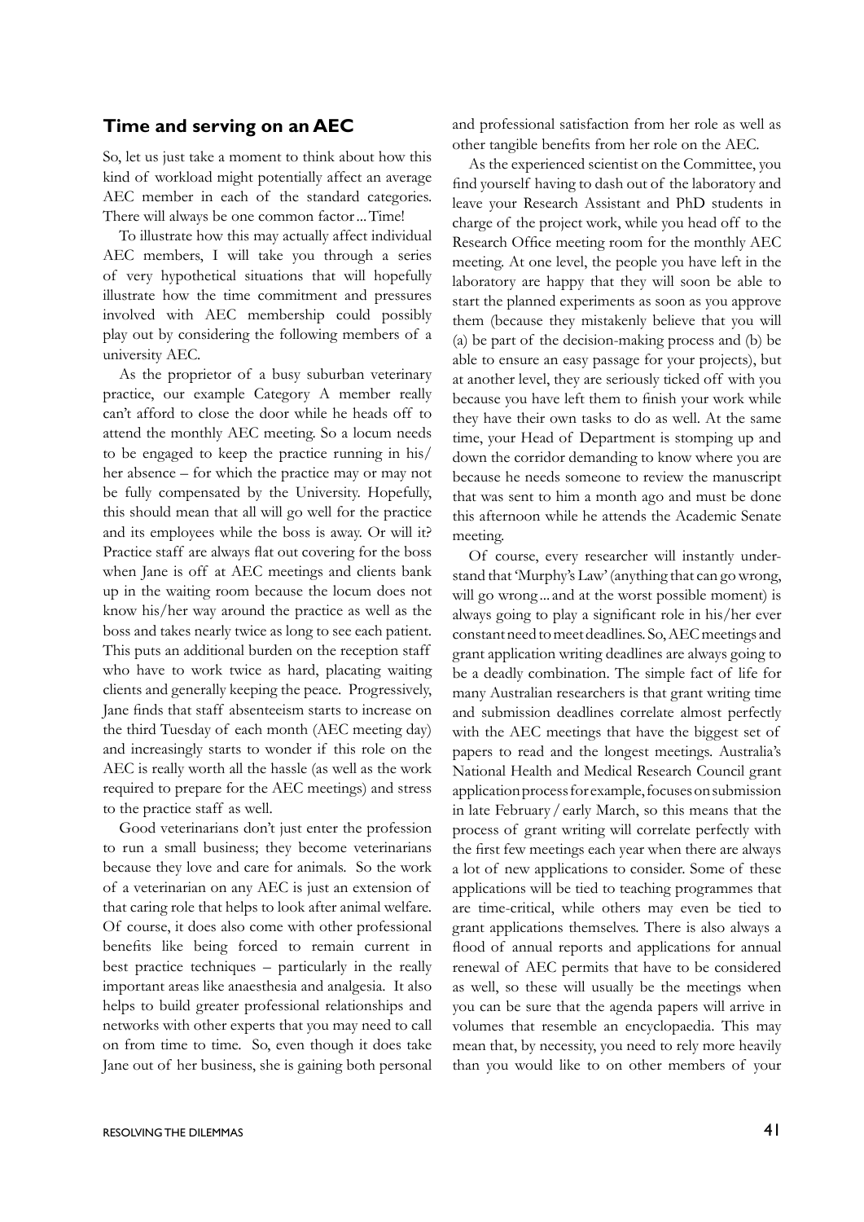## Time and serving on an AEC

So, let us just take a moment to think about how this kind of workload might potentially affect an average AEC member in each of the standard categories. There will always be one common factor ... Time!

To illustrate how this may actually affect individual AEC members, I will take you through a series of very hypothetical situations that will hopefully illustrate how the time commitment and pressures involved with AEC membership could possibly play out by considering the following members of a university AEC.

As the proprietor of a busy suburban veterinary practice, our example Category A member really can't afford to close the door while he heads off to attend the monthly AEC meeting. So a locum needs to be engaged to keep the practice running in his/her absence – for which the practice may or may not be fully compensated by the University. Hopefully, this should mean that all will go well for the practice and its employees while the boss is away. Or will it? Practice staff are always flat out covering for the boss when Jane is off at AEC meetings and clients bank up in the waiting room because the locum does not know his/her way around the practice as well as the boss and takes nearly twice as long to see each patient. This puts an additional burden on the reception staff who have to work twice as hard, placating waiting clients and generally keeping the peace. Progressively, Jane finds that staff absenteeism starts to increase on the third Tuesday of each month (AEC meeting day) and increasingly starts to wonder if this role on the AEC is really worth all the hassle (as well as the work required to prepare for the AEC meetings) and stress to the practice staff as well.

Good veterinarians don't just enter the profession to run a small business; they become veterinarians because they love and care for animals. So the work of a veterinarian on any AEC is just an extension of that caring role that helps to look after animal welfare. Of course, it does also come with other professional benefits like being forced to remain current in best practice techniques – particularly in the really important areas like anaesthesia and analgesia. It also helps to build greater professional relationships and networks with other experts that you may need to call on from time to time. So, even though it does take Jane out of her business, she is gaining both personal and professional satisfaction from her role as well as other tangible benefits from her role on the AEC.

As the experienced scientist on the Committee, you find yourself having to dash out of the laboratory and leave your Research Assistant and PhD students in charge of the project work, while you head off to the Research Office meeting room for the monthly AEC meeting. At one level, the people you have left in the laboratory are happy that they will soon be able to start the planned experiments as soon as you approve them (because they mistakenly believe that you will (a) be part of the decision-making process and (b) be able to ensure an easy passage for your projects), but at another level, they are seriously ticked off with you because you have left them to finish your work while they have their own tasks to do as well. At the same time, your Head of Department is stomping up and down the corridor demanding to know where you are because he needs someone to review the manuscript that was sent to him a month ago and must be done this afternoon while he attends the Academic Senate meeting.

Of course, every researcher will instantly understand that 'Murphy's Law' (anything that can go wrong, will go wrong ... and at the worst possible moment) is always going to play a significant role in his/her ever constant need to meet deadlines. So, AEC meetings and grant application writing deadlines are always going to be a deadly combination. The simple fact of life for many Australian researchers is that grant writing time and submission deadlines correlate almost perfectly with the AEC meetings that have the biggest set of papers to read and the longest meetings. Australia's National Health and Medical Research Council grant application process for example, focuses on submission in late February / early March, so this means that the process of grant writing will correlate perfectly with the first few meetings each year when there are always a lot of new applications to consider. Some of these applications will be tied to teaching programmes that are time-critical, while others may even be tied to grant applications themselves. There is also always a flood of annual reports and applications for annual renewal of AEC permits that have to be considered as well, so these will usually be the meetings when you can be sure that the agenda papers will arrive in volumes that resemble an encyclopaedia. This may mean that, by necessity, you need to rely more heavily than you would like to on other members of your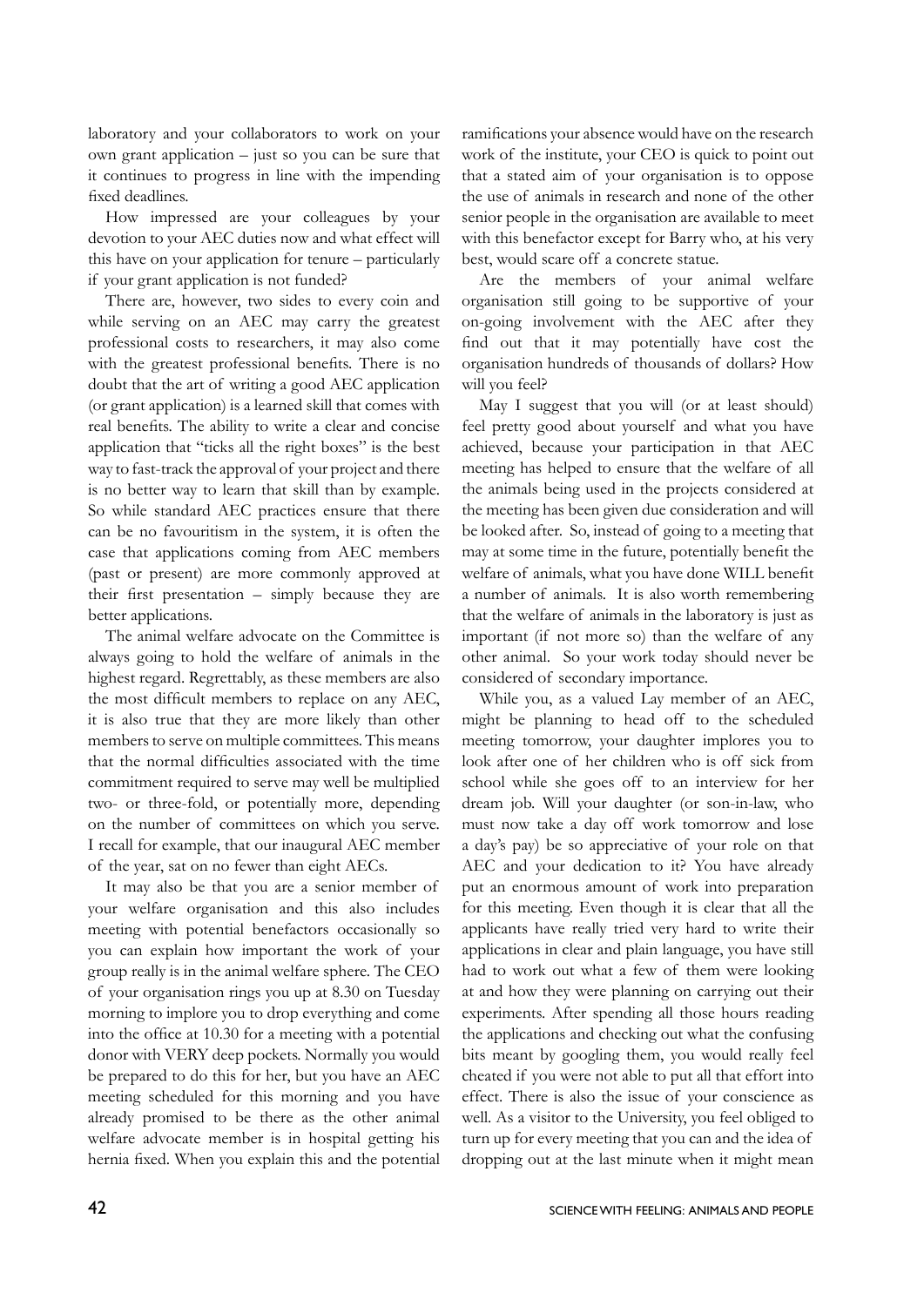laboratory and your collaborators to work on your own grant application – just so you can be sure that it continues to progress in line with the impending fixed deadlines.

How impressed are your colleagues by your devotion to your AEC duties now and what effect will this have on your application for tenure – particularly if your grant application is not funded?

There are, however, two sides to every coin and while serving on an AEC may carry the greatest professional costs to researchers, it may also come with the greatest professional benefits. There is no doubt that the art of writing a good AEC application (or grant application) is a learned skill that comes with real benefits. The ability to write a clear and concise application that "ticks all the right boxes" is the best way to fast-track the approval of your project and there is no better way to learn that skill than by example. So while standard AEC practices ensure that there can be no favouritism in the system, it is often the case that applications coming from AEC members (past or present) are more commonly approved at their first presentation – simply because they are better applications.

The animal welfare advocate on the Committee is always going to hold the welfare of animals in the highest regard. Regrettably, as these members are also the most difficult members to replace on any AEC, it is also true that they are more likely than other members to serve on multiple committees. This means that the normal difficulties associated with the time commitment required to serve may well be multiplied two- or three-fold, or potentially more, depending on the number of committees on which you serve. I recall for example, that our inaugural AEC member of the year, sat on no fewer than eight AECs.

It may also be that you are a senior member of your welfare organisation and this also includes meeting with potential benefactors occasionally so you can explain how important the work of your group really is in the animal welfare sphere. The CEO of your organisation rings you up at 8.30 on Tuesday morning to implore you to drop everything and come into the office at 10.30 for a meeting with a potential donor with VERY deep pockets. Normally you would be prepared to do this for her, but you have an AEC meeting scheduled for this morning and you have already promised to be there as the other animal welfare advocate member is in hospital getting his hernia fixed. When you explain this and the potential ramifications your absence would have on the research work of the institute, your CEO is quick to point out that a stated aim of your organisation is to oppose the use of animals in research and none of the other senior people in the organisation are available to meet with this benefactor except for Barry who, at his very best, would scare off a concrete statue.

Are the members of your animal welfare organisation still going to be supportive of your on-going involvement with the AEC after they find out that it may potentially have cost the organisation hundreds of thousands of dollars? How will you feel?

May I suggest that you will (or at least should) feel pretty good about yourself and what you have achieved, because your participation in that AEC meeting has helped to ensure that the welfare of all the animals being used in the projects considered at the meeting has been given due consideration and will be looked after. So, instead of going to a meeting that may at some time in the future, potentially benefit the welfare of animals, what you have done WILL benefit a number of animals. It is also worth remembering that the welfare of animals in the laboratory is just as important (if not more so) than the welfare of any other animal. So your work today should never be considered of secondary importance.

While you, as a valued Lay member of an AEC, might be planning to head off to the scheduled meeting tomorrow, your daughter implores you to look after one of her children who is off sick from school while she goes off to an interview for her dream job. Will your daughter (or son-in-law, who must now take a day off work tomorrow and lose a day's pay) be so appreciative of your role on that AEC and your dedication to it? You have already put an enormous amount of work into preparation for this meeting. Even though it is clear that all the applicants have really tried very hard to write their applications in clear and plain language, you have still had to work out what a few of them were looking at and how they were planning on carrying out their experiments. After spending all those hours reading the applications and checking out what the confusing bits meant by googling them, you would really feel cheated if you were not able to put all that effort into effect. There is also the issue of your conscience as well. As a visitor to the University, you feel obliged to turn up for every meeting that you can and the idea of dropping out at the last minute when it might mean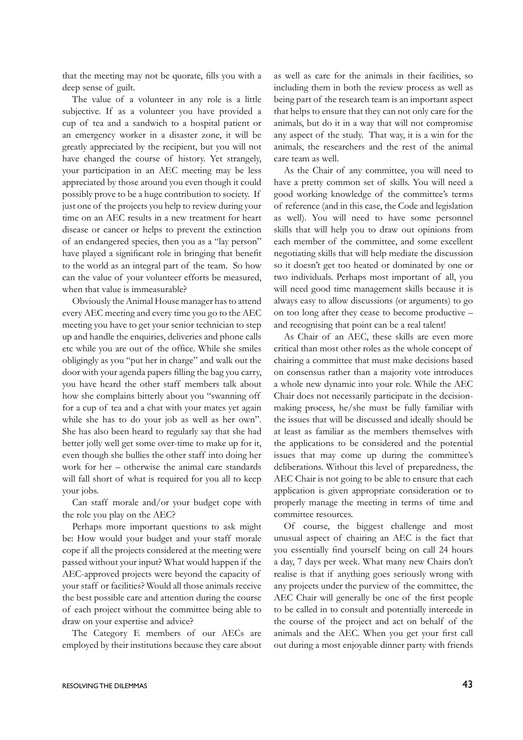that the meeting may not be quorate, fills you with a deep sense of guilt.

The value of a volunteer in any role is a little subjective. If as a volunteer you have provided a cup of tea and a sandwich to a hospital patient or an emergency worker in a disaster zone, it will be greatly appreciated by the recipient, but you will not have changed the course of history. Yet strangely, your participation in an AEC meeting may be less appreciated by those around you even though it could possibly prove to be a huge contribution to society. If just one of the projects you help to review during your time on an AEC results in a new treatment for heart disease or cancer or helps to prevent the extinction of an endangered species, then you as a "lay person" have played a significant role in bringing that benefit to the world as an integral part of the team. So how can the value of your volunteer efforts be measured, when that value is immeasurable?

Obviously the Animal House manager has to attend every AEC meeting and every time you go to the AEC meeting you have to get your senior technician to step up and handle the enquiries, deliveries and phone calls etc while you are out of the office. While she smiles obligingly as you "put her in charge" and walk out the door with your agenda papers filling the bag you carry, you have heard the other staff members talk about how she complains bitterly about you "swanning off for a cup of tea and a chat with your mates yet again while she has to do your job as well as her own". She has also been heard to regularly say that she had better jolly well get some over-time to make up for it, even though she bullies the other staff into doing her work for her – otherwise the animal care standards will fall short of what is required for you all to keep your jobs.

Can staff morale and/or your budget cope with the role you play on the AEC?

Perhaps more important questions to ask might be: How would your budget and your staff morale cope if all the projects considered at the meeting were passed without your input? What would happen if the AEC-approved projects were beyond the capacity of your staff or facilities? Would all those animals receive the best possible care and attention during the course of each project without the committee being able to draw on your expertise and advice?

The Category E members of our AECs are employed by their institutions because they care about as well as care for the animals in their facilities, so including them in both the review process as well as being part of the research team is an important aspect that helps to ensure that they can not only care for the animals, but do it in a way that will not compromise any aspect of the study. That way, it is a win for the animals, the researchers and the rest of the animal care team as well.

As the Chair of any committee, you will need to have a pretty common set of skills. You will need a good working knowledge of the committee's terms of reference (and in this case, the Code and legislation as well). You will need to have some personnel skills that will help you to draw out opinions from each member of the committee, and some excellent negotiating skills that will help mediate the discussion so it doesn't get too heated or dominated by one or two individuals. Perhaps most important of all, you will need good time management skills because it is always easy to allow discussions (or arguments) to go on too long after they cease to become productive – and recognising that point can be a real talent!

As Chair of an AEC, these skills are even more critical than most other roles as the whole concept of chairing a committee that must make decisions based on consensus rather than a majority vote introduces a whole new dynamic into your role. While the AEC Chair does not necessarily participate in the decision-making process, he/she must be fully familiar with the issues that will be discussed and ideally should be at least as familiar as the members themselves with the applications to be considered and the potential issues that may come up during the committee's deliberations. Without this level of preparedness, the AEC Chair is not going to be able to ensure that each application is given appropriate consideration or to properly manage the meeting in terms of time and committee resources.

Of course, the biggest challenge and most unusual aspect of chairing an AEC is the fact that you essentially find yourself being on call 24 hours a day, 7 days per week. What many new Chairs don't realise is that if anything goes seriously wrong with any projects under the purview of the committee, the AEC Chair will generally be one of the first people to be called in to consult and potentially intercede in the course of the project and act on behalf of the animals and the AEC. When you get your first call out during a most enjoyable dinner party with friends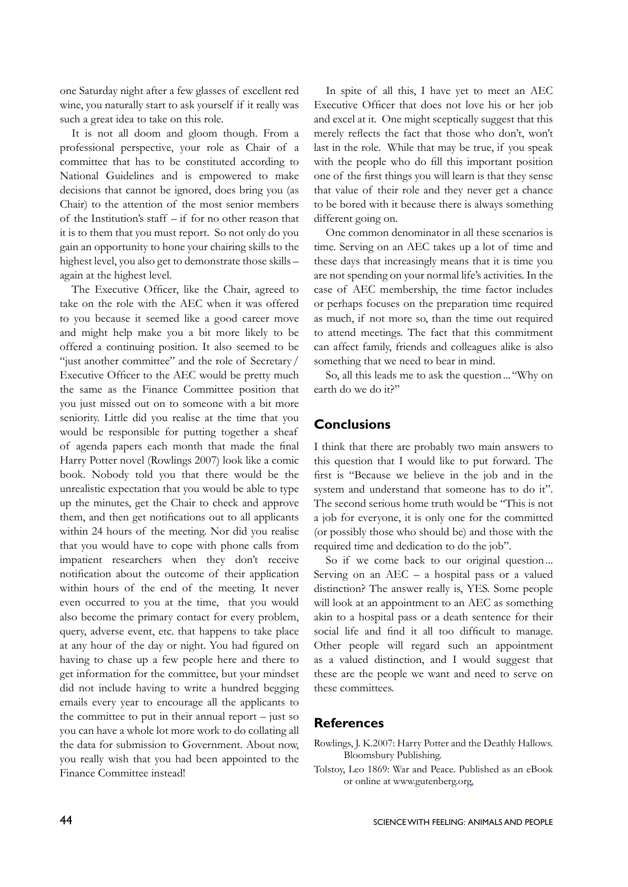one Saturday night after a few glasses of excellent red wine, you naturally start to ask yourself if it really was such a great idea to take on this role.

It is not all doom and gloom though. From a professional perspective, your role as Chair of a committee that has to be constituted according to National Guidelines and is empowered to make decisions that cannot be ignored, does bring you (as Chair) to the attention of the most senior members of the Institution's staff – if for no other reason that it is to them that you must report. So not only do you gain an opportunity to hone your chairing skills to the highest level, you also get to demonstrate those skills – again at the highest level.

The Executive Officer, like the Chair, agreed to take on the role with the AEC when it was offered to you because it seemed like a good career move and might help make you a bit more likely to be offered a continuing position. It also seemed to be "just another committee" and the role of Secretary / Executive Officer to the AEC would be pretty much the same as the Finance Committee position that you just missed out on to someone with a bit more seniority. Little did you realise at the time that you would be responsible for putting together a sheaf of agenda papers each month that made the final Harry Potter novel (Rowlings 2007) look like a comic book. Nobody told you that there would be the unrealistic expectation that you would be able to type up the minutes, get the Chair to check and approve them, and then get notifications out to all applicants within 24 hours of the meeting. Nor did you realise that you would have to cope with phone calls from impatient researchers when they don't receive notification about the outcome of their application within hours of the end of the meeting. It never even occurred to you at the time, that you would also become the primary contact for every problem, query, adverse event, etc. that happens to take place at any hour of the day or night. You had figured on having to chase up a few people here and there to get information for the committee, but your mindset did not include having to write a hundred begging emails every year to encourage all the applicants to the committee to put in their annual report – just so you can have a whole lot more work to do collating all the data for submission to Government. About now, you really wish that you had been appointed to the Finance Committee instead!

In spite of all this, I have yet to meet an AEC Executive Officer that does not love his or her job and excel at it. One might sceptically suggest that this merely reflects the fact that those who don't, won't last in the role. While that may be true, if you speak with the people who do fill this important position one of the first things you will learn is that they sense that value of their role and they never get a chance to be bored with it because there is always something different going on.

One common denominator in all these scenarios is time. Serving on an AEC takes up a lot of time and these days that increasingly means that it is time you are not spending on your normal life's activities. In the case of AEC membership, the time factor includes or perhaps focuses on the preparation time required as much, if not more so, than the time out required to attend meetings. The fact that this commitment can affect family, friends and colleagues alike is also something that we need to bear in mind.

So, all this leads me to ask the question... "Why on earth do we do it?"

## Conclusions

I think that there are probably two main answers to this question that I would like to put forward. The first is "Because we believe in the job and in the system and understand that someone has to do it". The second serious home truth would be "This is not a job for everyone, it is only one for the committed (or possibly those who should be) and those with the required time and dedication to do the job".

So if we come back to our original question... Serving on an AEC – a hospital pass or a valued distinction? The answer really is, YES. Some people will look at an appointment to an AEC as something akin to a hospital pass or a death sentence for their social life and find it all too difficult to manage. Other people will regard such an appointment as a valued distinction, and I would suggest that these are the people we want and need to serve on these committees.

## References

Rowlings, J. K.2007: Harry Potter and the Deathly Hallows. Bloomsbury Publishing.

Tolstoy, Leo 1869: War and Peace. Published as an eBook or online at www.gutenberg.org.